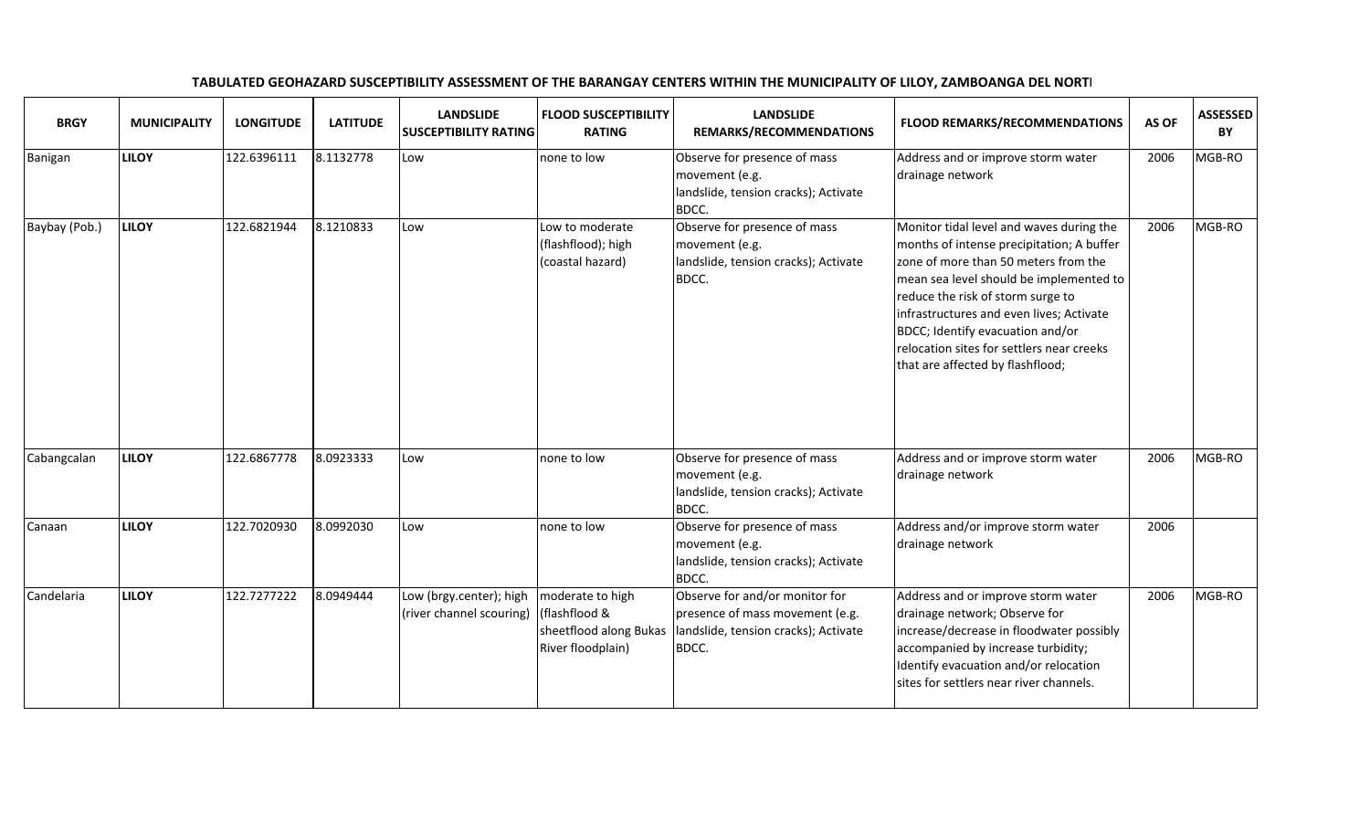**TABULATED GEOHAZARD SUSCEPTIBILITY ASSESSMENT OF THE BARANGAY CENTERS WITHIN THE MUNICIPALITY OF LILOY, ZAMBOANGA DEL NORTI**

| BRGY | MUNICIPALITY | LONGITUDE | LATITUDE | LANDSLIDE SUSCEPTIBILITY RATING | FLOOD SUSCEPTIBILITY RATING | LANDSLIDE REMARKS/RECOMMENDATIONS | FLOOD REMARKS/RECOMMENDATIONS | AS OF | ASSESSED BY |
|---|---|---|---|---|---|---|---|---|---|
| Banigan | **LILOY** | 122.6396111 | 8.1132778 | Low | none to low | Observe for presence of mass movement (e.g. landslide, tension cracks); Activate BDCC. | Address and or improve storm water drainage network | 2006 | MGB-RO |
| Baybay (Pob.) | **LILOY** | 122.6821944 | 8.1210833 | Low | Low to moderate (flashflood); high (coastal hazard) | Observe for presence of mass movement (e.g. landslide, tension cracks); Activate BDCC. | Monitor tidal level and waves during the months of intense precipitation; A buffer zone of more than 50 meters from the mean sea level should be implemented to reduce the risk of storm surge to infrastructures and even lives; Activate BDCC; Identify evacuation and/or relocation sites for settlers near creeks that are affected by flashflood; | 2006 | MGB-RO |
| Cabangcalan | **LILOY** | 122.6867778 | 8.0923333 | Low | none to low | Observe for presence of mass movement (e.g. landslide, tension cracks); Activate BDCC. | Address and or improve storm water drainage network | 2006 | MGB-RO |
| Canaan | **LILOY** | 122.7020930 | 8.0992030 | Low | none to low | Observe for presence of mass movement (e.g. landslide, tension cracks); Activate BDCC. | Address and/or improve storm water drainage network | 2006 | |
| Candelaria | **LILOY** | 122.7277222 | 8.0949444 | Low (brgy.center); high (river channel scouring) | moderate to high (flashflood & sheetflood along Bukas River floodplain) | Observe for and/or monitor for presence of mass movement (e.g. landslide, tension cracks); Activate BDCC. | Address and or improve storm water drainage network; Observe for increase/decrease in floodwater possibly accompanied by increase turbidity; Identify evacuation and/or relocation sites for settlers near river channels. | 2006 | MGB-RO |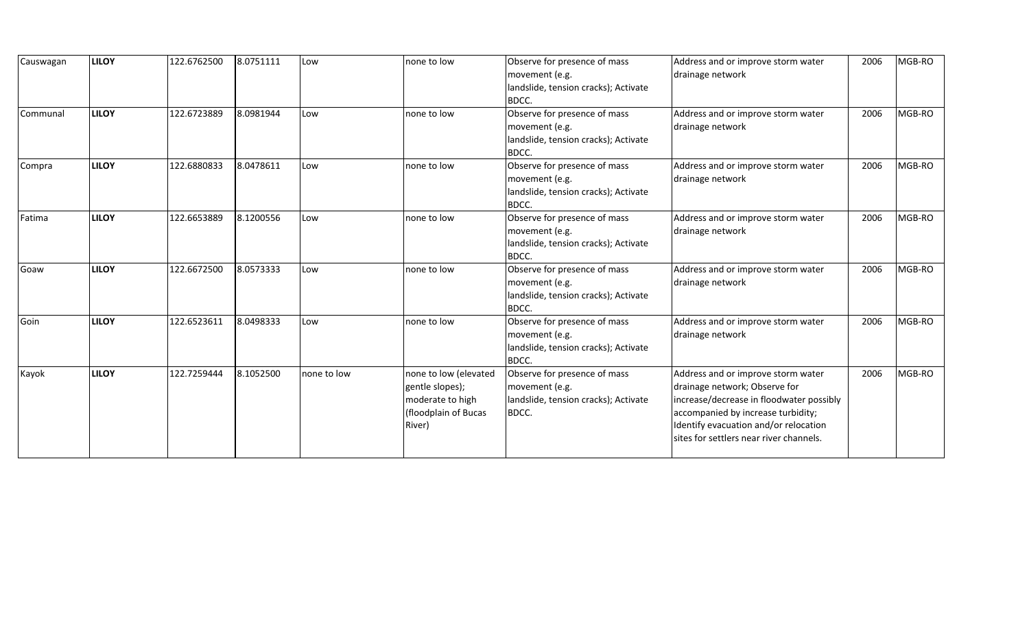| Causwagan | **LILOY** | 122.6762500 | 8.0751111 | Low | none to low | Observe for presence of mass movement (e.g. landslide, tension cracks); Activate BDCC. | Address and or improve storm water drainage network | 2006 | MGB-RO |
|---|---|---|---|---|---|---|---|---|---|
| Communal | **LILOY** | 122.6723889 | 8.0981944 | Low | none to low | Observe for presence of mass movement (e.g. landslide, tension cracks); Activate BDCC. | Address and or improve storm water drainage network | 2006 | MGB-RO |
| Compra | **LILOY** | 122.6880833 | 8.0478611 | Low | none to low | Observe for presence of mass movement (e.g. landslide, tension cracks); Activate BDCC. | Address and or improve storm water drainage network | 2006 | MGB-RO |
| Fatima | **LILOY** | 122.6653889 | 8.1200556 | Low | none to low | Observe for presence of mass movement (e.g. landslide, tension cracks); Activate BDCC. | Address and or improve storm water drainage network | 2006 | MGB-RO |
| Goaw | **LILOY** | 122.6672500 | 8.0573333 | Low | none to low | Observe for presence of mass movement (e.g. landslide, tension cracks); Activate BDCC. | Address and or improve storm water drainage network | 2006 | MGB-RO |
| Goin | **LILOY** | 122.6523611 | 8.0498333 | Low | none to low | Observe for presence of mass movement (e.g. landslide, tension cracks); Activate BDCC. | Address and or improve storm water drainage network | 2006 | MGB-RO |
| Kayok | **LILOY** | 122.7259444 | 8.1052500 | none to low | none to low (elevated gentle slopes); moderate to high (floodplain of Bucas River) | Observe for presence of mass movement (e.g. landslide, tension cracks); Activate BDCC. | Address and or improve storm water drainage network; Observe for increase/decrease in floodwater possibly accompanied by increase turbidity; Identify evacuation and/or relocation sites for settlers near river channels. | 2006 | MGB-RO |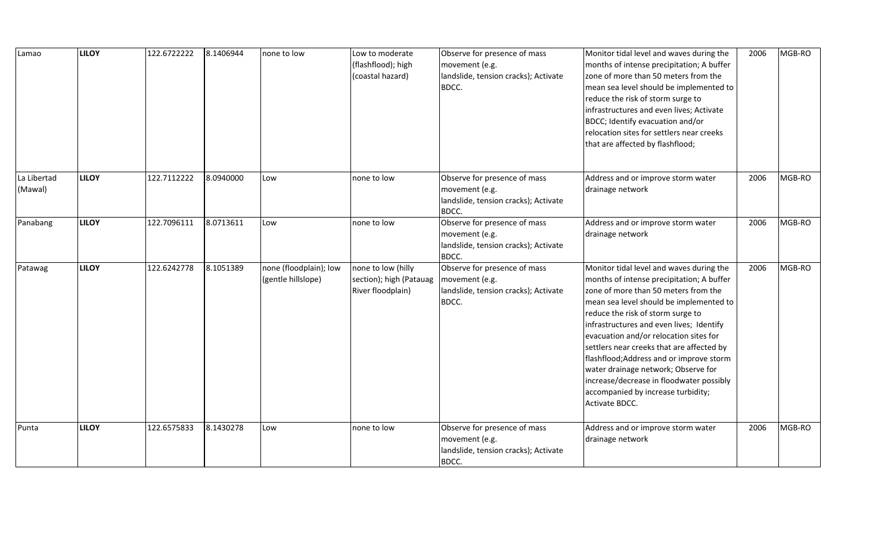| | | | | | | | | | |
|---|---|---|---|---|---|---|---|---|---|
| Lamao | **LILOY** | 122.6722222 | 8.1406944 | none to low | Low to moderate (flashflood); high (coastal hazard) | Observe for presence of mass movement (e.g. landslide, tension cracks); Activate BDCC. | Monitor tidal level and waves during the months of intense precipitation; A buffer zone of more than 50 meters from the mean sea level should be implemented to reduce the risk of storm surge to infrastructures and even lives; Activate BDCC; Identify evacuation and/or relocation sites for settlers near creeks that are affected by flashflood; | 2006 | MGB-RO |
| La Libertad (Mawal) | **LILOY** | 122.7112222 | 8.0940000 | Low | none to low | Observe for presence of mass movement (e.g. landslide, tension cracks); Activate BDCC. | Address and or improve storm water drainage network | 2006 | MGB-RO |
| Panabang | **LILOY** | 122.7096111 | 8.0713611 | Low | none to low | Observe for presence of mass movement (e.g. landslide, tension cracks); Activate BDCC. | Address and or improve storm water drainage network | 2006 | MGB-RO |
| Patawag | **LILOY** | 122.6242778 | 8.1051389 | none (floodplain); low (gentle hillslope) | none to low (hilly section); high (Patauag River floodplain) | Observe for presence of mass movement (e.g. landslide, tension cracks); Activate BDCC. | Monitor tidal level and waves during the months of intense precipitation; A buffer zone of more than 50 meters from the mean sea level should be implemented to reduce the risk of storm surge to infrastructures and even lives; Identify evacuation and/or relocation sites for settlers near creeks that are affected by flashflood;Address and or improve storm water drainage network; Observe for increase/decrease in floodwater possibly accompanied by increase turbidity; Activate BDCC. | 2006 | MGB-RO |
| Punta | **LILOY** | 122.6575833 | 8.1430278 | Low | none to low | Observe for presence of mass movement (e.g. landslide, tension cracks); Activate BDCC. | Address and or improve storm water drainage network | 2006 | MGB-RO |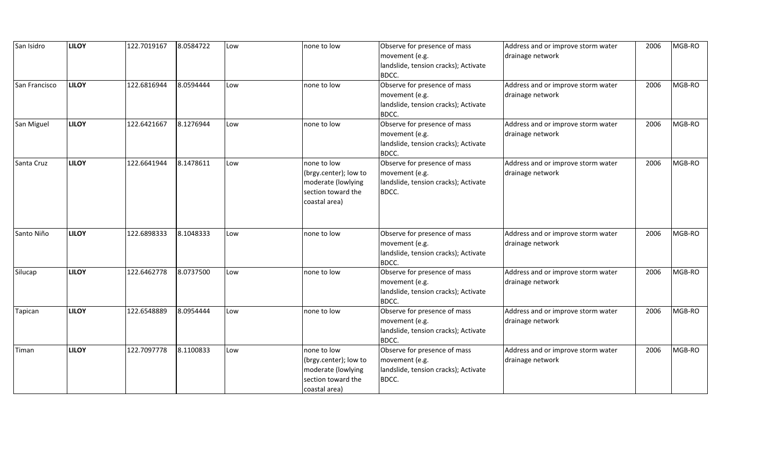| San Isidro | **LILOY** | 122.7019167 | 8.0584722 | Low | none to low | Observe for presence of mass movement (e.g. landslide, tension cracks); Activate BDCC. | Address and or improve storm water drainage network | 2006 | MGB-RO |
|---|---|---|---|---|---|---|---|---|---|
| San Francisco | **LILOY** | 122.6816944 | 8.0594444 | Low | none to low | Observe for presence of mass movement (e.g. landslide, tension cracks); Activate BDCC. | Address and or improve storm water drainage network | 2006 | MGB-RO |
| San Miguel | **LILOY** | 122.6421667 | 8.1276944 | Low | none to low | Observe for presence of mass movement (e.g. landslide, tension cracks); Activate BDCC. | Address and or improve storm water drainage network | 2006 | MGB-RO |
| Santa Cruz | **LILOY** | 122.6641944 | 8.1478611 | Low | none to low (brgy.center); low to moderate (lowlying section toward the coastal area) | Observe for presence of mass movement (e.g. landslide, tension cracks); Activate BDCC. | Address and or improve storm water drainage network | 2006 | MGB-RO |
| Santo Niño | **LILOY** | 122.6898333 | 8.1048333 | Low | none to low | Observe for presence of mass movement (e.g. landslide, tension cracks); Activate BDCC. | Address and or improve storm water drainage network | 2006 | MGB-RO |
| Silucap | **LILOY** | 122.6462778 | 8.0737500 | Low | none to low | Observe for presence of mass movement (e.g. landslide, tension cracks); Activate BDCC. | Address and or improve storm water drainage network | 2006 | MGB-RO |
| Tapican | **LILOY** | 122.6548889 | 8.0954444 | Low | none to low | Observe for presence of mass movement (e.g. landslide, tension cracks); Activate BDCC. | Address and or improve storm water drainage network | 2006 | MGB-RO |
| Timan | **LILOY** | 122.7097778 | 8.1100833 | Low | none to low (brgy.center); low to moderate (lowlying section toward the coastal area) | Observe for presence of mass movement (e.g. landslide, tension cracks); Activate BDCC. | Address and or improve storm water drainage network | 2006 | MGB-RO |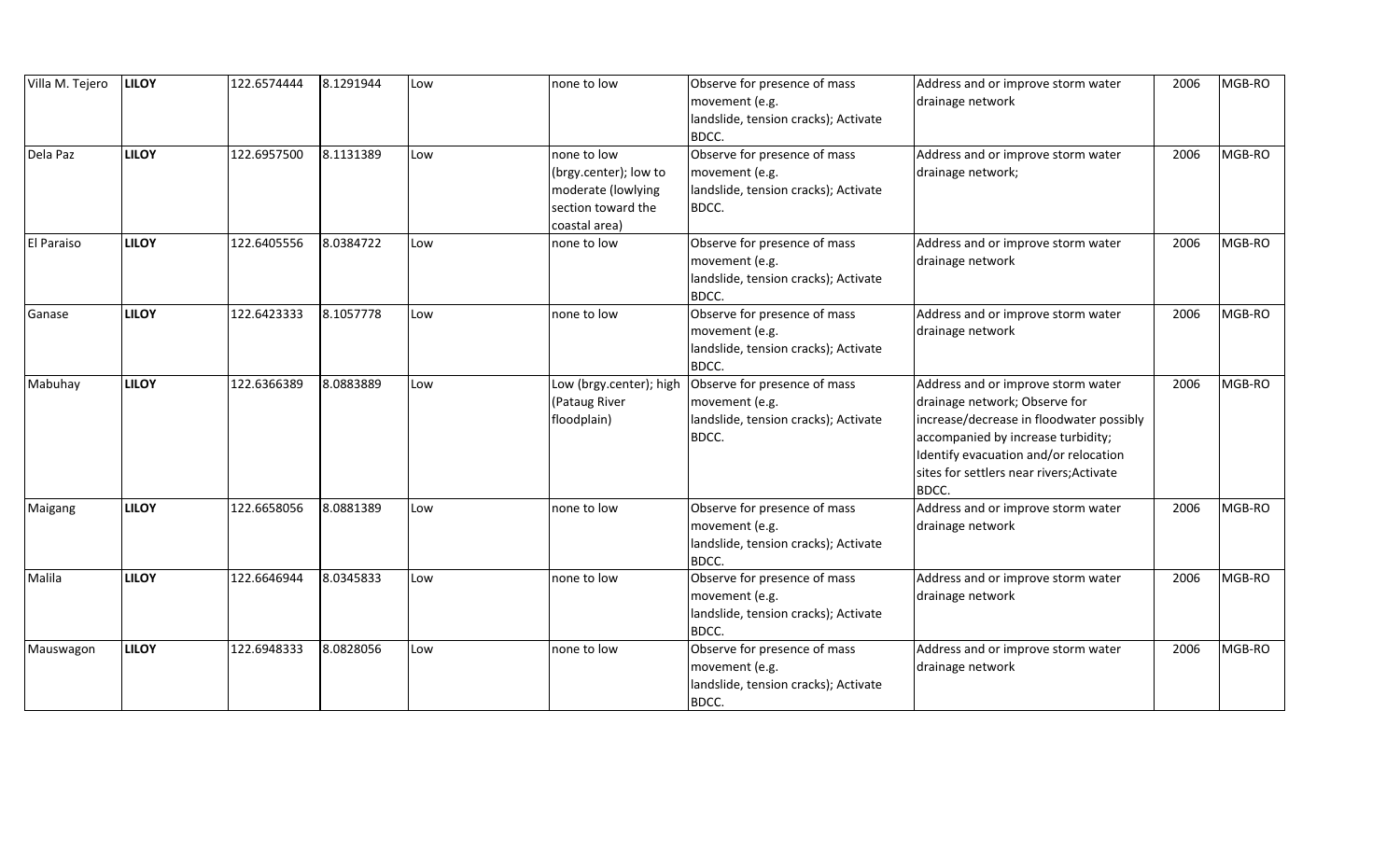| Villa M. Tejero | **LILOY** | 122.6574444 | 8.1291944 | Low | none to low | Observe for presence of mass movement (e.g. landslide, tension cracks); Activate BDCC. | Address and or improve storm water drainage network | 2006 | MGB-RO |
|---|---|---|---|---|---|---|---|---|---|
| Dela Paz | **LILOY** | 122.6957500 | 8.1131389 | Low | none to low (brgy.center); low to moderate (lowlying section toward the coastal area) | Observe for presence of mass movement (e.g. landslide, tension cracks); Activate BDCC. | Address and or improve storm water drainage network; | 2006 | MGB-RO |
| El Paraiso | **LILOY** | 122.6405556 | 8.0384722 | Low | none to low | Observe for presence of mass movement (e.g. landslide, tension cracks); Activate BDCC. | Address and or improve storm water drainage network | 2006 | MGB-RO |
| Ganase | **LILOY** | 122.6423333 | 8.1057778 | Low | none to low | Observe for presence of mass movement (e.g. landslide, tension cracks); Activate BDCC. | Address and or improve storm water drainage network | 2006 | MGB-RO |
| Mabuhay | **LILOY** | 122.6366389 | 8.0883889 | Low | Low (brgy.center); high (Pataug River floodplain) | Observe for presence of mass movement (e.g. landslide, tension cracks); Activate BDCC. | Address and or improve storm water drainage network; Observe for increase/decrease in floodwater possibly accompanied by increase turbidity; Identify evacuation and/or relocation sites for settlers near rivers;Activate BDCC. | 2006 | MGB-RO |
| Maigang | **LILOY** | 122.6658056 | 8.0881389 | Low | none to low | Observe for presence of mass movement (e.g. landslide, tension cracks); Activate BDCC. | Address and or improve storm water drainage network | 2006 | MGB-RO |
| Malila | **LILOY** | 122.6646944 | 8.0345833 | Low | none to low | Observe for presence of mass movement (e.g. landslide, tension cracks); Activate BDCC. | Address and or improve storm water drainage network | 2006 | MGB-RO |
| Mauswagon | **LILOY** | 122.6948333 | 8.0828056 | Low | none to low | Observe for presence of mass movement (e.g. landslide, tension cracks); Activate BDCC. | Address and or improve storm water drainage network | 2006 | MGB-RO |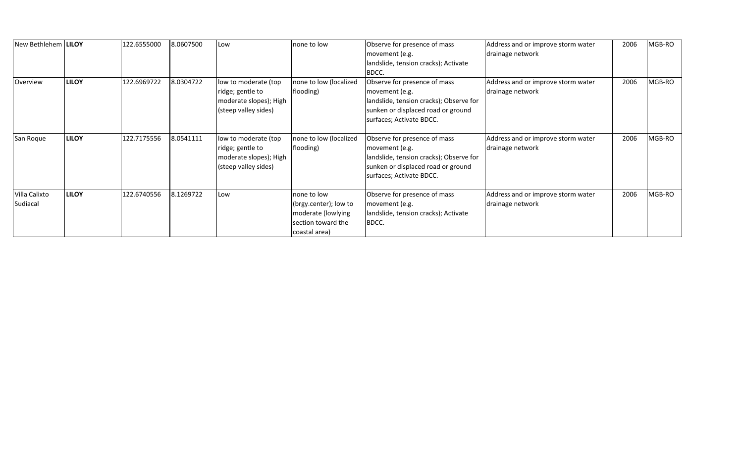| | | | | | | | | | |
|---|---|---|---|---|---|---|---|---|---|
| New Bethlehem | **LILOY** | 122.6555000 | 8.0607500 | Low | none to low | Observe for presence of mass movement (e.g. landslide, tension cracks); Activate BDCC. | Address and or improve storm water drainage network | 2006 | MGB-RO |
| Overview | **LILOY** | 122.6969722 | 8.0304722 | low to moderate (top ridge; gentle to moderate slopes); High (steep valley sides) | none to low (localized flooding) | Observe for presence of mass movement (e.g. landslide, tension cracks); Observe for sunken or displaced road or ground surfaces; Activate BDCC. | Address and or improve storm water drainage network | 2006 | MGB-RO |
| San Roque | **LILOY** | 122.7175556 | 8.0541111 | low to moderate (top ridge; gentle to moderate slopes); High (steep valley sides) | none to low (localized flooding) | Observe for presence of mass movement (e.g. landslide, tension cracks); Observe for sunken or displaced road or ground surfaces; Activate BDCC. | Address and or improve storm water drainage network | 2006 | MGB-RO |
| Villa Calixto Sudiacal | **LILOY** | 122.6740556 | 8.1269722 | Low | none to low (brgy.center); low to moderate (lowlying section toward the coastal area) | Observe for presence of mass movement (e.g. landslide, tension cracks); Activate BDCC. | Address and or improve storm water drainage network | 2006 | MGB-RO |